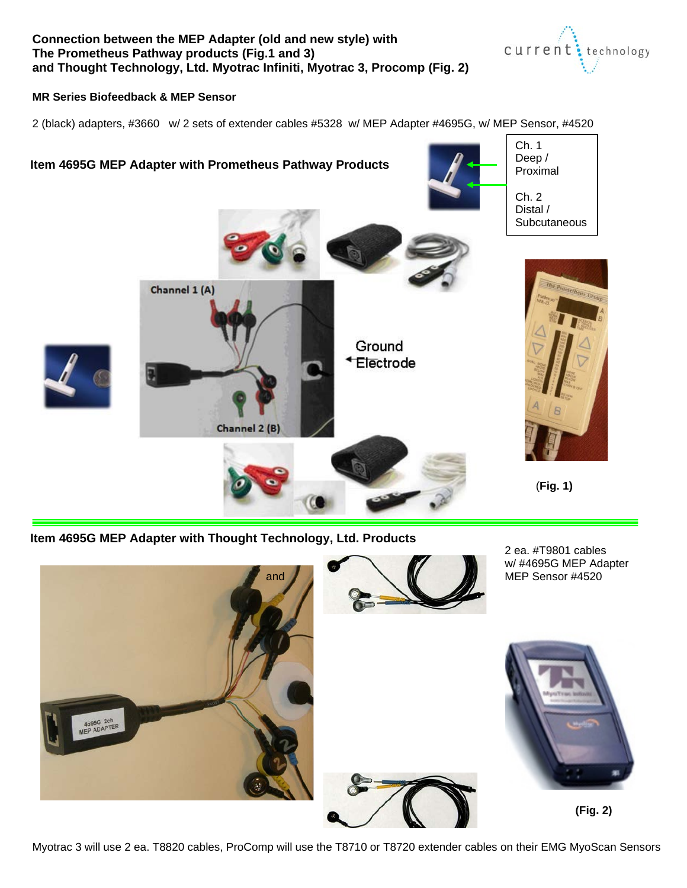**Connection between the MEP Adapter (old and new style) with The Prometheus Pathway products (Fig.1 and 3) and Thought Technology, Ltd. Myotrac Infiniti, Myotrac 3, Procomp (Fig. 2)**

current technology

**MR Series Biofeedback & MEP Sensor**

2 (black) adapters, #3660 w/ 2 sets of extender cables #5328 w/ MEP Adapter #4695G, w/ MEP Sensor, #4520

**Item 4695G MEP Adapter with Prometheus Pathway Products**

Ch. 1
Deep /
Proximal

Ch. 2
Distal /
Subcutaneous

Channel 1 (A)

Ground Electrode

Channel 2 (B)

(**Fig. 1)**

**Item 4695G MEP Adapter with Thought Technology, Ltd. Products**

and

2 ea. #T9801 cables
w/ #4695G MEP Adapter
MEP Sensor #4520

**(Fig. 2)**

Myotrac 3 will use 2 ea. T8820 cables, ProComp will use the T8710 or T8720 extender cables on their EMG MyoScan Sensors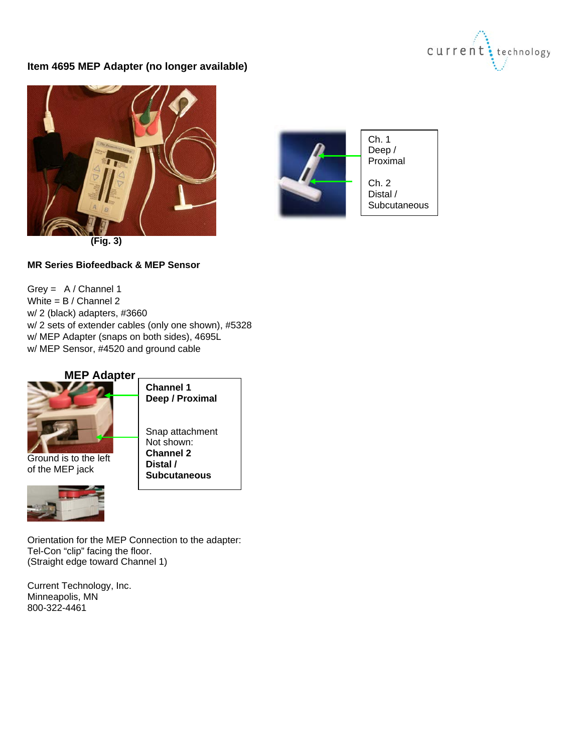## Item 4695 MEP Adapter (no longer available)

(Fig. 3)

Ch. 1
Deep /
Proximal

Ch. 2
Distal /
Subcutaneous

**MR Series Biofeedback & MEP Sensor**

Grey = A / Channel 1
White = B / Channel 2
w/ 2 (black) adapters, #3660
w/ 2 sets of extender cables (only one shown), #5328
w/ MEP Adapter (snaps on both sides), 4695L
w/ MEP Sensor, #4520 and ground cable

**MEP Adapter**

**Channel 1**
**Deep / Proximal**

Snap attachment
Not shown:
**Channel 2**
**Distal /**
**Subcutaneous**

Ground is to the left of the MEP jack

Orientation for the MEP Connection to the adapter:
Tel-Con "clip" facing the floor.
(Straight edge toward Channel 1)

Current Technology, Inc.
Minneapolis, MN
800-322-4461